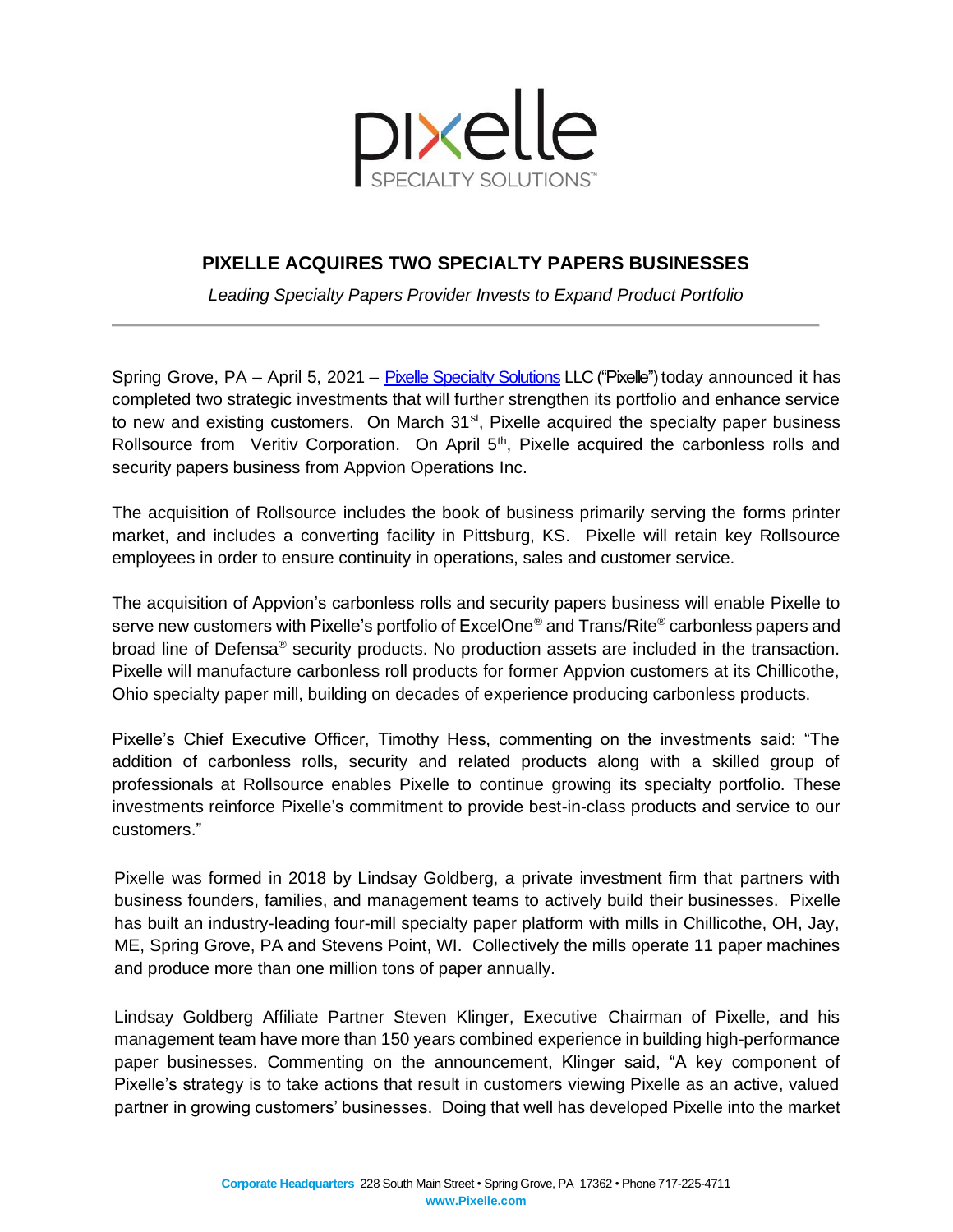# PIXELLE ACQUIRES TWO SPECIALTY PAPERS BUSINESSES

*Leading Specialty Papers Provider Invests to Expand Product Portfolio*

---

Spring Grove, PA – April 5, 2021 – Pixelle Specialty Solutions LLC ("Pixelle") today announced it has completed two strategic investments that will further strengthen its portfolio and enhance service to new and existing customers. On March 31st, Pixelle acquired the specialty paper business Rollsource from Veritiv Corporation. On April 5th, Pixelle acquired the carbonless rolls and security papers business from Appvion Operations Inc.

The acquisition of Rollsource includes the book of business primarily serving the forms printer market, and includes a converting facility in Pittsburg, KS. Pixelle will retain key Rollsource employees in order to ensure continuity in operations, sales and customer service.

The acquisition of Appvion's carbonless rolls and security papers business will enable Pixelle to serve new customers with Pixelle's portfolio of ExcelOne® and Trans/Rite® carbonless papers and broad line of Defensa® security products. No production assets are included in the transaction. Pixelle will manufacture carbonless roll products for former Appvion customers at its Chillicothe, Ohio specialty paper mill, building on decades of experience producing carbonless products.

Pixelle's Chief Executive Officer, Timothy Hess, commenting on the investments said: "The addition of carbonless rolls, security and related products along with a skilled group of professionals at Rollsource enables Pixelle to continue growing its specialty portfolio. These investments reinforce Pixelle's commitment to provide best-in-class products and service to our customers."

Pixelle was formed in 2018 by Lindsay Goldberg, a private investment firm that partners with business founders, families, and management teams to actively build their businesses. Pixelle has built an industry-leading four-mill specialty paper platform with mills in Chillicothe, OH, Jay, ME, Spring Grove, PA and Stevens Point, WI. Collectively the mills operate 11 paper machines and produce more than one million tons of paper annually.

Lindsay Goldberg Affiliate Partner Steven Klinger, Executive Chairman of Pixelle, and his management team have more than 150 years combined experience in building high-performance paper businesses. Commenting on the announcement, Klinger said, "A key component of Pixelle's strategy is to take actions that result in customers viewing Pixelle as an active, valued partner in growing customers' businesses. Doing that well has developed Pixelle into the market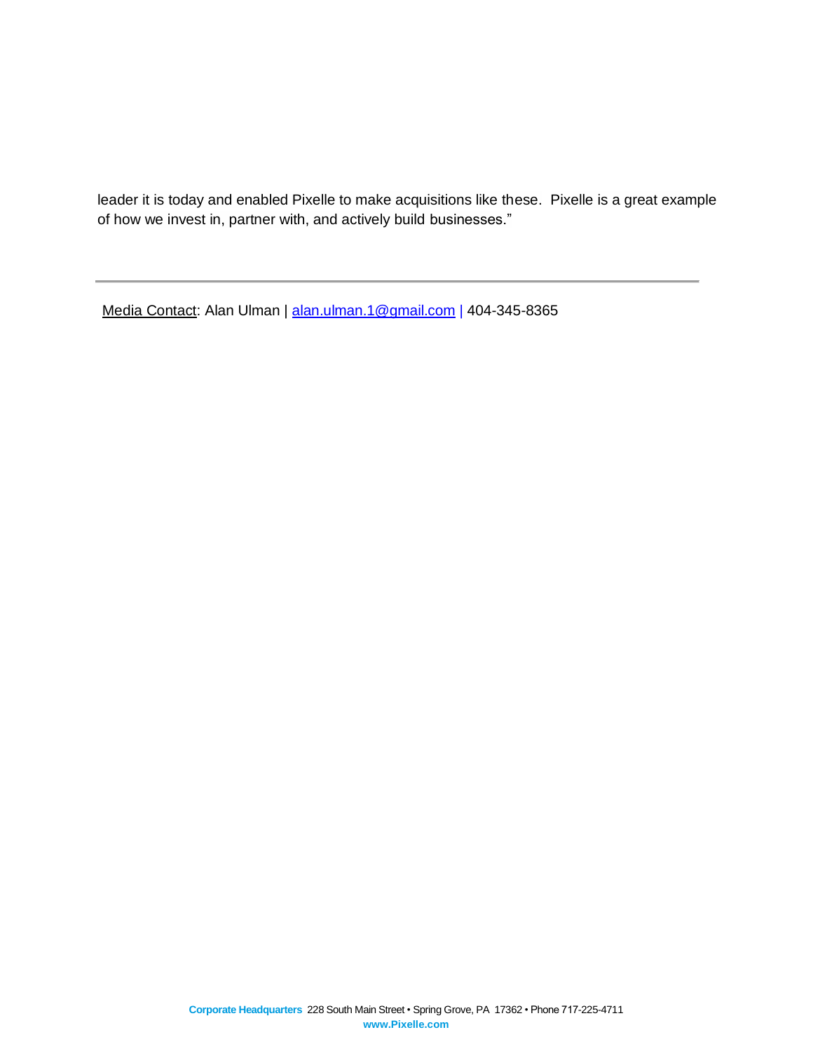leader it is today and enabled Pixelle to make acquisitions like these. Pixelle is a great example of how we invest in, partner with, and actively build businesses."

---

Media Contact: Alan Ulman | alan.ulman.1@gmail.com | 404-345-8365

**Corporate Headquarters** 228 South Main Street • Spring Grove, PA 17362 • Phone 717-225-4711
**www.Pixelle.com**